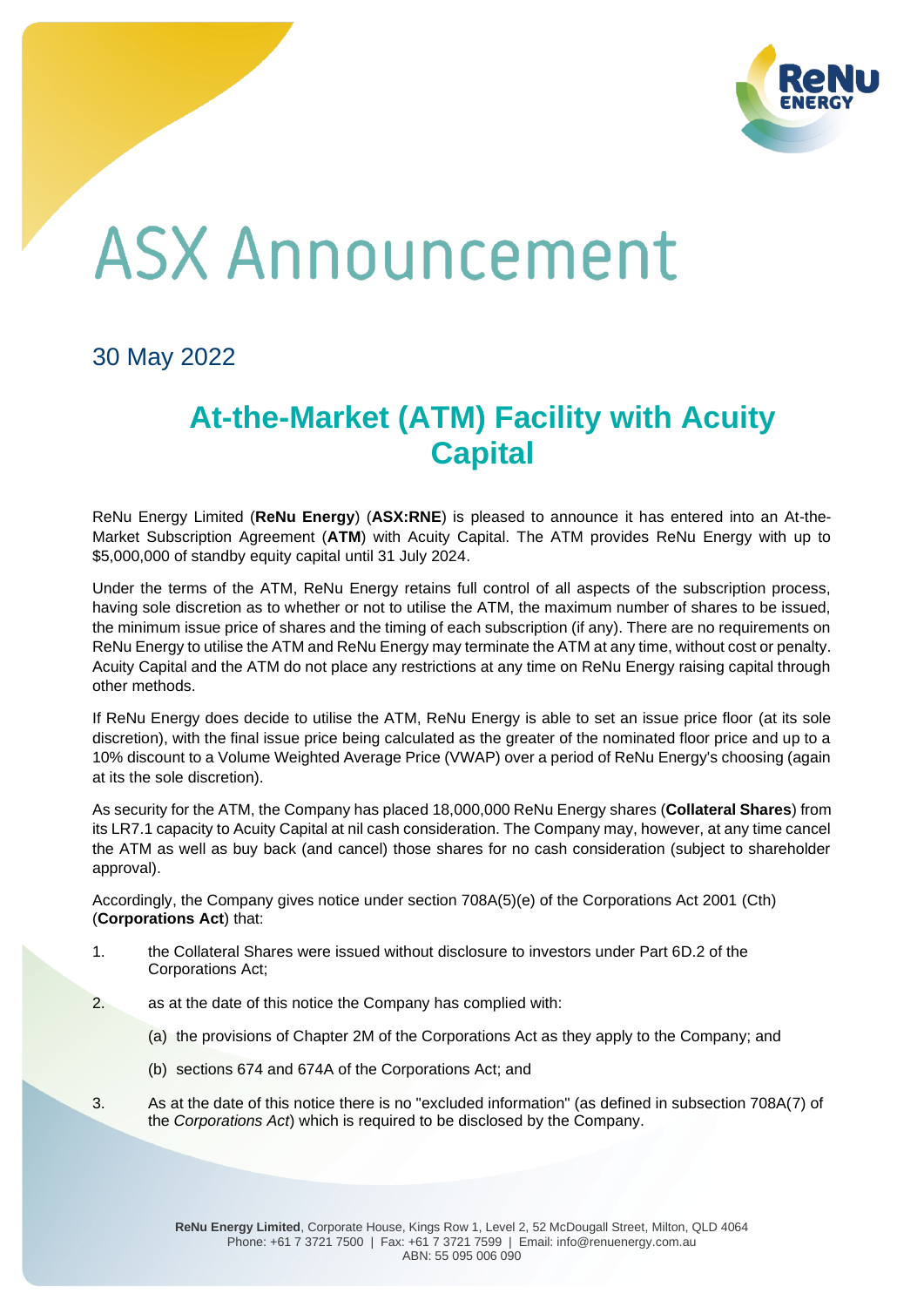# ASX Announcement

30 May 2022

## At-the-Market (ATM) Facility with Acuity Capital

ReNu Energy Limited (**ReNu Energy**) (**ASX:RNE**) is pleased to announce it has entered into an At-the-Market Subscription Agreement (**ATM**) with Acuity Capital. The ATM provides ReNu Energy with up to $5,000,000 of standby equity capital until 31 July 2024.

Under the terms of the ATM, ReNu Energy retains full control of all aspects of the subscription process, having sole discretion as to whether or not to utilise the ATM, the maximum number of shares to be issued, the minimum issue price of shares and the timing of each subscription (if any). There are no requirements on ReNu Energy to utilise the ATM and ReNu Energy may terminate the ATM at any time, without cost or penalty. Acuity Capital and the ATM do not place any restrictions at any time on ReNu Energy raising capital through other methods.

If ReNu Energy does decide to utilise the ATM, ReNu Energy is able to set an issue price floor (at its sole discretion), with the final issue price being calculated as the greater of the nominated floor price and up to a 10% discount to a Volume Weighted Average Price (VWAP) over a period of ReNu Energy's choosing (again at its the sole discretion).

As security for the ATM, the Company has placed 18,000,000 ReNu Energy shares (**Collateral Shares**) from its LR7.1 capacity to Acuity Capital at nil cash consideration. The Company may, however, at any time cancel the ATM as well as buy back (and cancel) those shares for no cash consideration (subject to shareholder approval).

Accordingly, the Company gives notice under section 708A(5)(e) of the Corporations Act 2001 (Cth) (**Corporations Act**) that:

1. the Collateral Shares were issued without disclosure to investors under Part 6D.2 of the Corporations Act;
2. as at the date of this notice the Company has complied with:
   (a) the provisions of Chapter 2M of the Corporations Act as they apply to the Company; and
   (b) sections 674 and 674A of the Corporations Act; and
3. As at the date of this notice there is no "excluded information" (as defined in subsection 708A(7) of the *Corporations Act*) which is required to be disclosed by the Company.

**ReNu Energy Limited**, Corporate House, Kings Row 1, Level 2, 52 McDougall Street, Milton, QLD 4064
Phone: +61 7 3721 7500 | Fax: +61 7 3721 7599 | Email: info@renuenergy.com.au
ABN: 55 095 006 090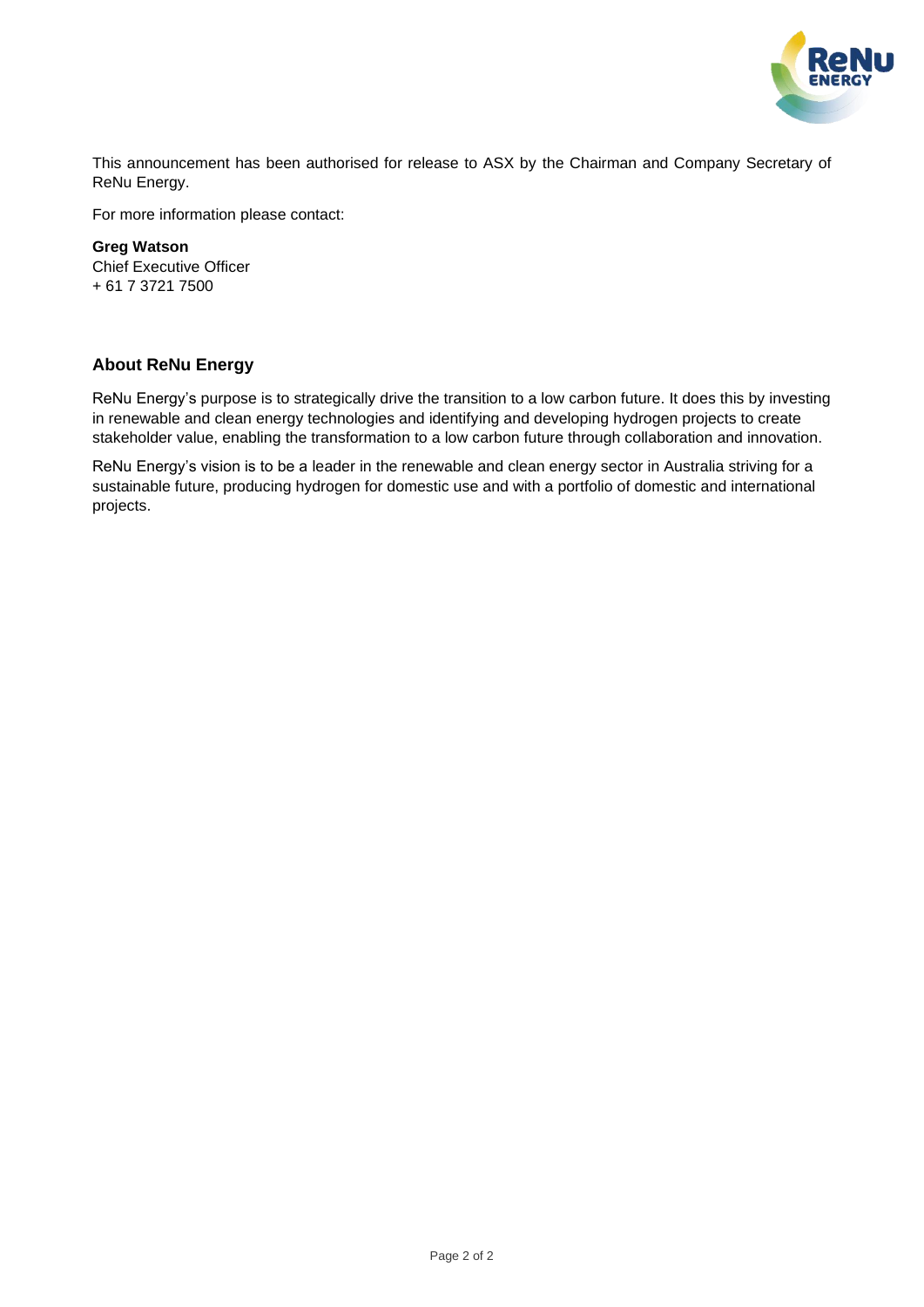This announcement has been authorised for release to ASX by the Chairman and Company Secretary of ReNu Energy.

For more information please contact:

**Greg Watson**
Chief Executive Officer
+ 61 7 3721 7500

## About ReNu Energy

ReNu Energy's purpose is to strategically drive the transition to a low carbon future. It does this by investing in renewable and clean energy technologies and identifying and developing hydrogen projects to create stakeholder value, enabling the transformation to a low carbon future through collaboration and innovation.

ReNu Energy's vision is to be a leader in the renewable and clean energy sector in Australia striving for a sustainable future, producing hydrogen for domestic use and with a portfolio of domestic and international projects.